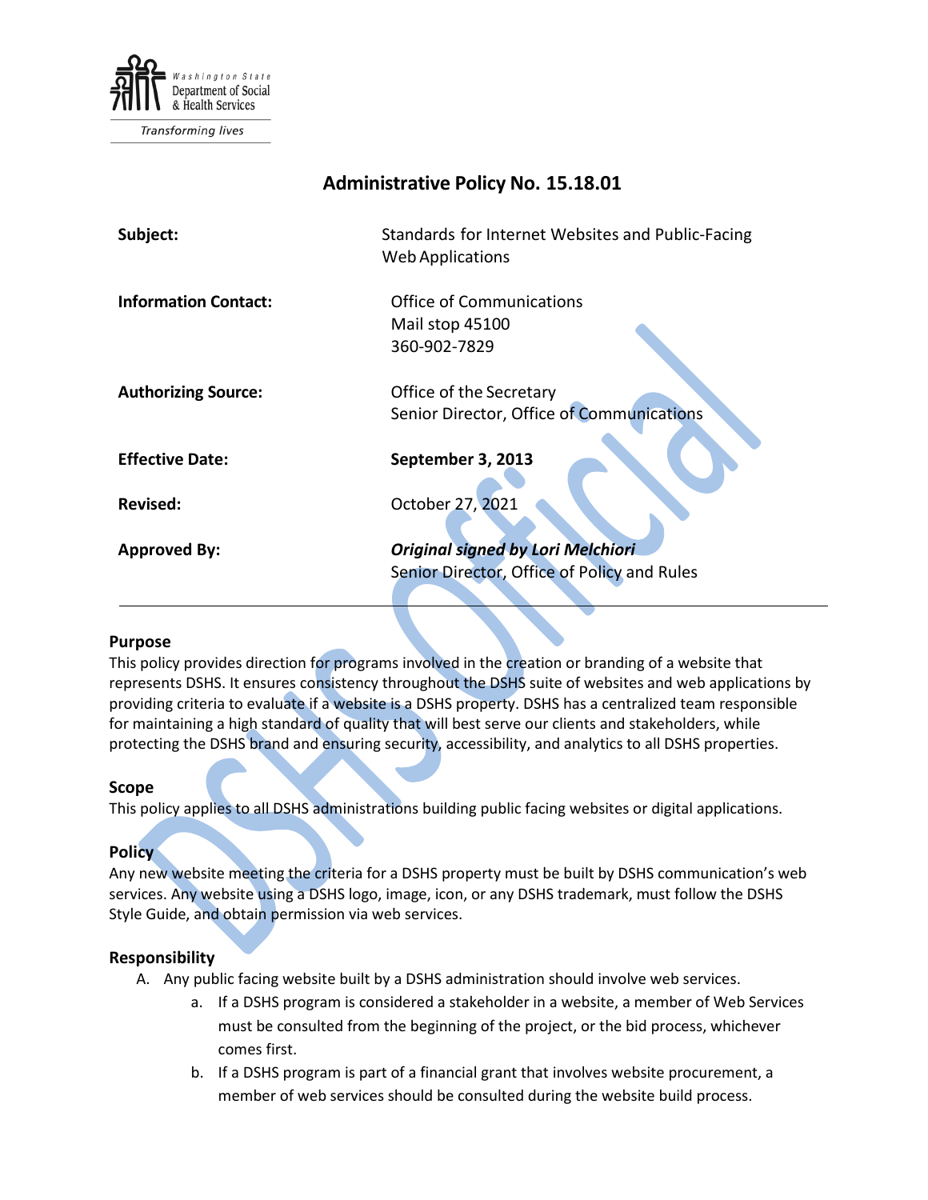Washington State Department of Social & Health Services

Transforming lives

# Administrative Policy No. 15.18.01

| | |
|---|---|
| **Subject:** | Standards for Internet Websites and Public-Facing Web Applications |
| **Information Contact:** | Office of Communications<br>Mail stop 45100<br>360-902-7829 |
| **Authorizing Source:** | Office of the Secretary<br>Senior Director, Office of Communications |
| **Effective Date:** | **September 3, 2013** |
| **Revised:** | October 27, 2021 |
| **Approved By:** | ***Original signed by Lori Melchiori***<br>Senior Director, Office of Policy and Rules |

---

## Purpose

This policy provides direction for programs involved in the creation or branding of a website that represents DSHS. It ensures consistency throughout the DSHS suite of websites and web applications by providing criteria to evaluate if a website is a DSHS property. DSHS has a centralized team responsible for maintaining a high standard of quality that will best serve our clients and stakeholders, while protecting the DSHS brand and ensuring security, accessibility, and analytics to all DSHS properties.

## Scope

This policy applies to all DSHS administrations building public facing websites or digital applications.

## Policy

Any new website meeting the criteria for a DSHS property must be built by DSHS communication's web services. Any website using a DSHS logo, image, icon, or any DSHS trademark, must follow the DSHS Style Guide, and obtain permission via web services.

## Responsibility

A. Any public facing website built by a DSHS administration should involve web services.
   a. If a DSHS program is considered a stakeholder in a website, a member of Web Services must be consulted from the beginning of the project, or the bid process, whichever comes first.
   b. If a DSHS program is part of a financial grant that involves website procurement, a member of web services should be consulted during the website build process.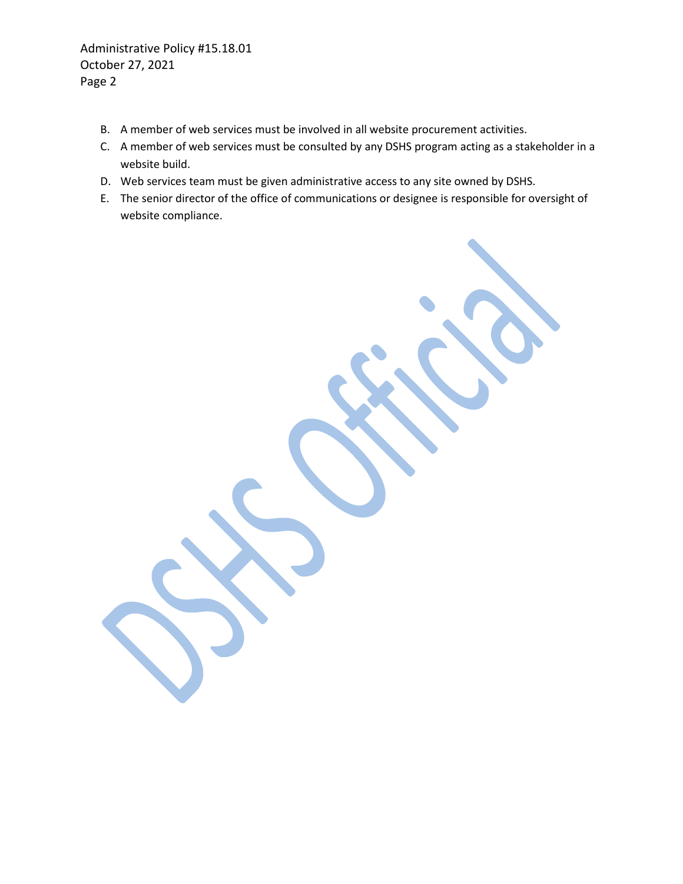B. A member of web services must be involved in all website procurement activities.
C. A member of web services must be consulted by any DSHS program acting as a stakeholder in a website build.
D. Web services team must be given administrative access to any site owned by DSHS.
E. The senior director of the office of communications or designee is responsible for oversight of website compliance.